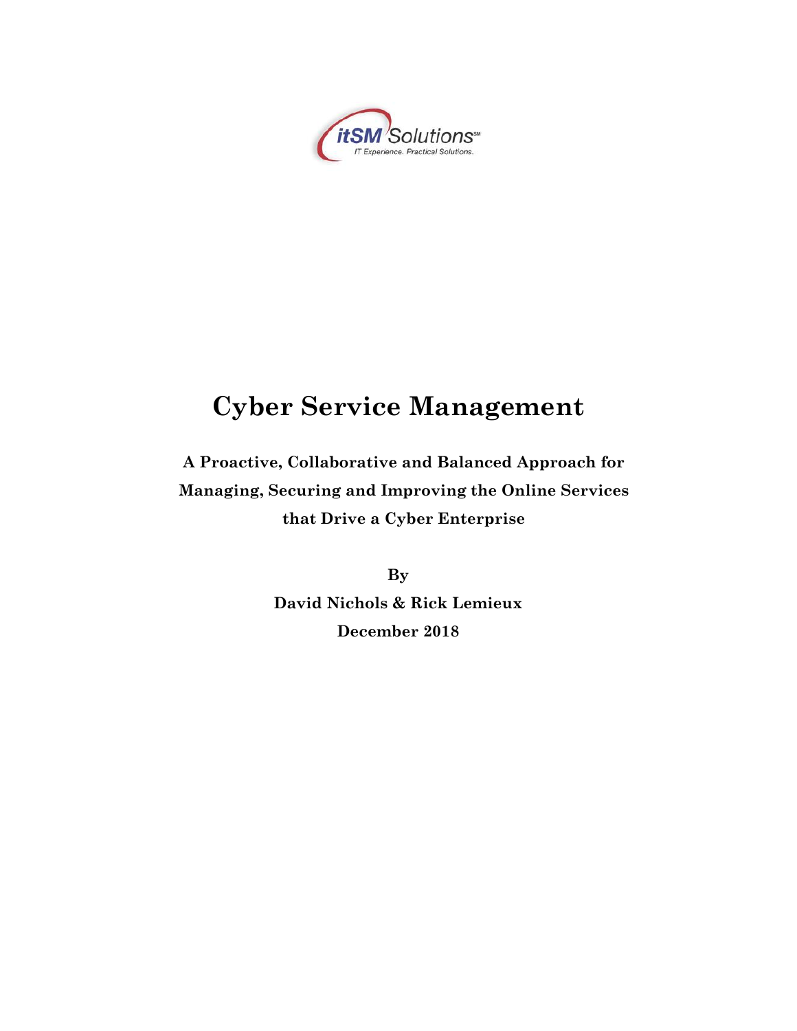# Cyber Service Management

**A Proactive, Collaborative and Balanced Approach for Managing, Securing and Improving the Online Services that Drive a Cyber Enterprise**

**By**

**David Nichols & Rick Lemieux**

**December 2018**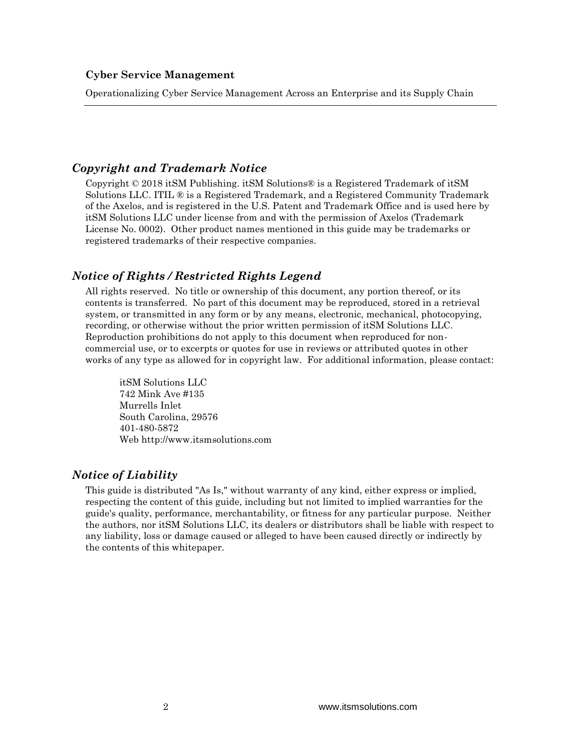## Copyright and Trademark Notice

Copyright © 2018 itSM Publishing. itSM Solutions® is a Registered Trademark of itSM Solutions LLC. ITIL ® is a Registered Trademark, and a Registered Community Trademark of the Axelos, and is registered in the U.S. Patent and Trademark Office and is used here by itSM Solutions LLC under license from and with the permission of Axelos (Trademark License No. 0002). Other product names mentioned in this guide may be trademarks or registered trademarks of their respective companies.

## Notice of Rights / Restricted Rights Legend

All rights reserved. No title or ownership of this document, any portion thereof, or its contents is transferred. No part of this document may be reproduced, stored in a retrieval system, or transmitted in any form or by any means, electronic, mechanical, photocopying, recording, or otherwise without the prior written permission of itSM Solutions LLC. Reproduction prohibitions do not apply to this document when reproduced for non-commercial use, or to excerpts or quotes for use in reviews or attributed quotes in other works of any type as allowed for in copyright law. For additional information, please contact:

itSM Solutions LLC
742 Mink Ave #135
Murrells Inlet
South Carolina, 29576
401-480-5872
Web http://www.itsmsolutions.com

## Notice of Liability

This guide is distributed "As Is," without warranty of any kind, either express or implied, respecting the content of this guide, including but not limited to implied warranties for the guide's quality, performance, merchantability, or fitness for any particular purpose. Neither the authors, nor itSM Solutions LLC, its dealers or distributors shall be liable with respect to any liability, loss or damage caused or alleged to have been caused directly or indirectly by the contents of this whitepaper.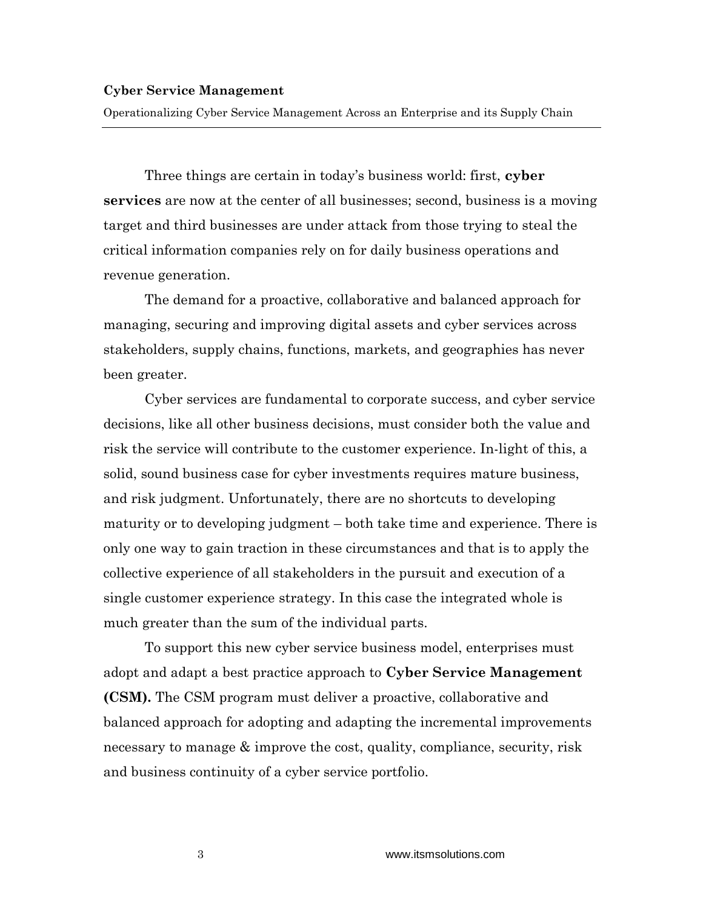Three things are certain in today's business world: first, **cyber services** are now at the center of all businesses; second, business is a moving target and third businesses are under attack from those trying to steal the critical information companies rely on for daily business operations and revenue generation.

The demand for a proactive, collaborative and balanced approach for managing, securing and improving digital assets and cyber services across stakeholders, supply chains, functions, markets, and geographies has never been greater.

Cyber services are fundamental to corporate success, and cyber service decisions, like all other business decisions, must consider both the value and risk the service will contribute to the customer experience. In-light of this, a solid, sound business case for cyber investments requires mature business, and risk judgment. Unfortunately, there are no shortcuts to developing maturity or to developing judgment – both take time and experience. There is only one way to gain traction in these circumstances and that is to apply the collective experience of all stakeholders in the pursuit and execution of a single customer experience strategy. In this case the integrated whole is much greater than the sum of the individual parts.

To support this new cyber service business model, enterprises must adopt and adapt a best practice approach to **Cyber Service Management (CSM).** The CSM program must deliver a proactive, collaborative and balanced approach for adopting and adapting the incremental improvements necessary to manage & improve the cost, quality, compliance, security, risk and business continuity of a cyber service portfolio.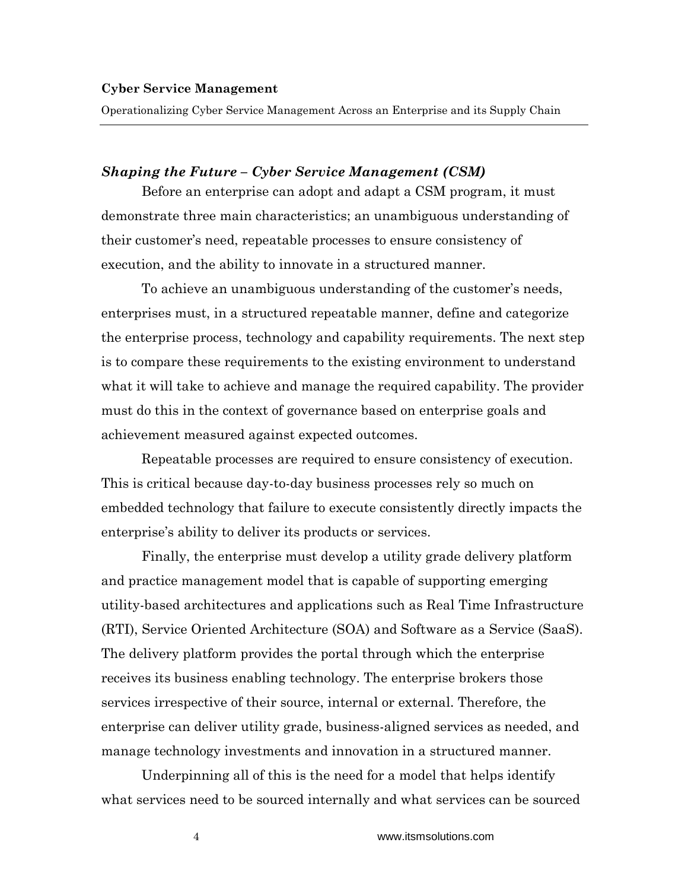### *Shaping the Future – Cyber Service Management (CSM)*

Before an enterprise can adopt and adapt a CSM program, it must demonstrate three main characteristics; an unambiguous understanding of their customer's need, repeatable processes to ensure consistency of execution, and the ability to innovate in a structured manner.

To achieve an unambiguous understanding of the customer's needs, enterprises must, in a structured repeatable manner, define and categorize the enterprise process, technology and capability requirements. The next step is to compare these requirements to the existing environment to understand what it will take to achieve and manage the required capability. The provider must do this in the context of governance based on enterprise goals and achievement measured against expected outcomes.

Repeatable processes are required to ensure consistency of execution. This is critical because day-to-day business processes rely so much on embedded technology that failure to execute consistently directly impacts the enterprise's ability to deliver its products or services.

Finally, the enterprise must develop a utility grade delivery platform and practice management model that is capable of supporting emerging utility-based architectures and applications such as Real Time Infrastructure (RTI), Service Oriented Architecture (SOA) and Software as a Service (SaaS). The delivery platform provides the portal through which the enterprise receives its business enabling technology. The enterprise brokers those services irrespective of their source, internal or external. Therefore, the enterprise can deliver utility grade, business-aligned services as needed, and manage technology investments and innovation in a structured manner.

Underpinning all of this is the need for a model that helps identify what services need to be sourced internally and what services can be sourced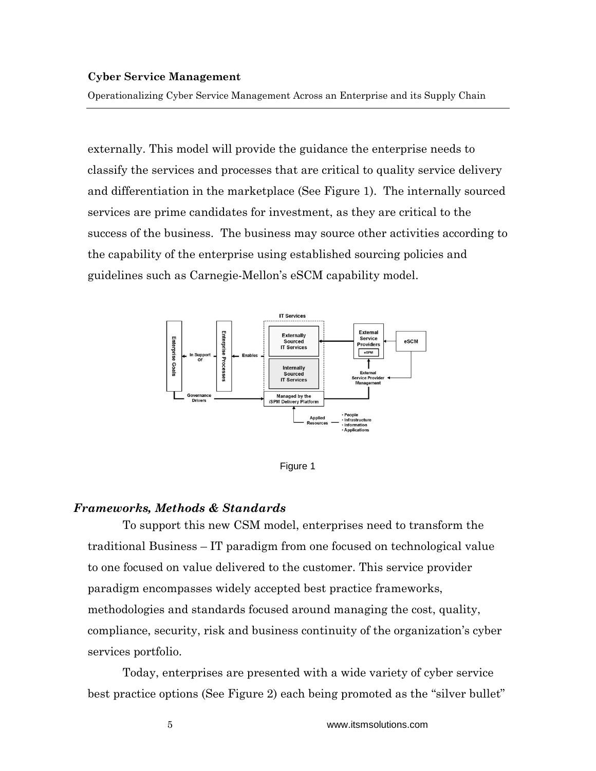externally. This model will provide the guidance the enterprise needs to classify the services and processes that are critical to quality service delivery and differentiation in the marketplace (See Figure 1). The internally sourced services are prime candidates for investment, as they are critical to the success of the business. The business may source other activities according to the capability of the enterprise using established sourcing policies and guidelines such as Carnegie-Mellon's eSCM capability model.

Figure 1

### *Frameworks, Methods & Standards*

To support this new CSM model, enterprises need to transform the traditional Business – IT paradigm from one focused on technological value to one focused on value delivered to the customer. This service provider paradigm encompasses widely accepted best practice frameworks, methodologies and standards focused around managing the cost, quality, compliance, security, risk and business continuity of the organization's cyber services portfolio.

Today, enterprises are presented with a wide variety of cyber service best practice options (See Figure 2) each being promoted as the "silver bullet"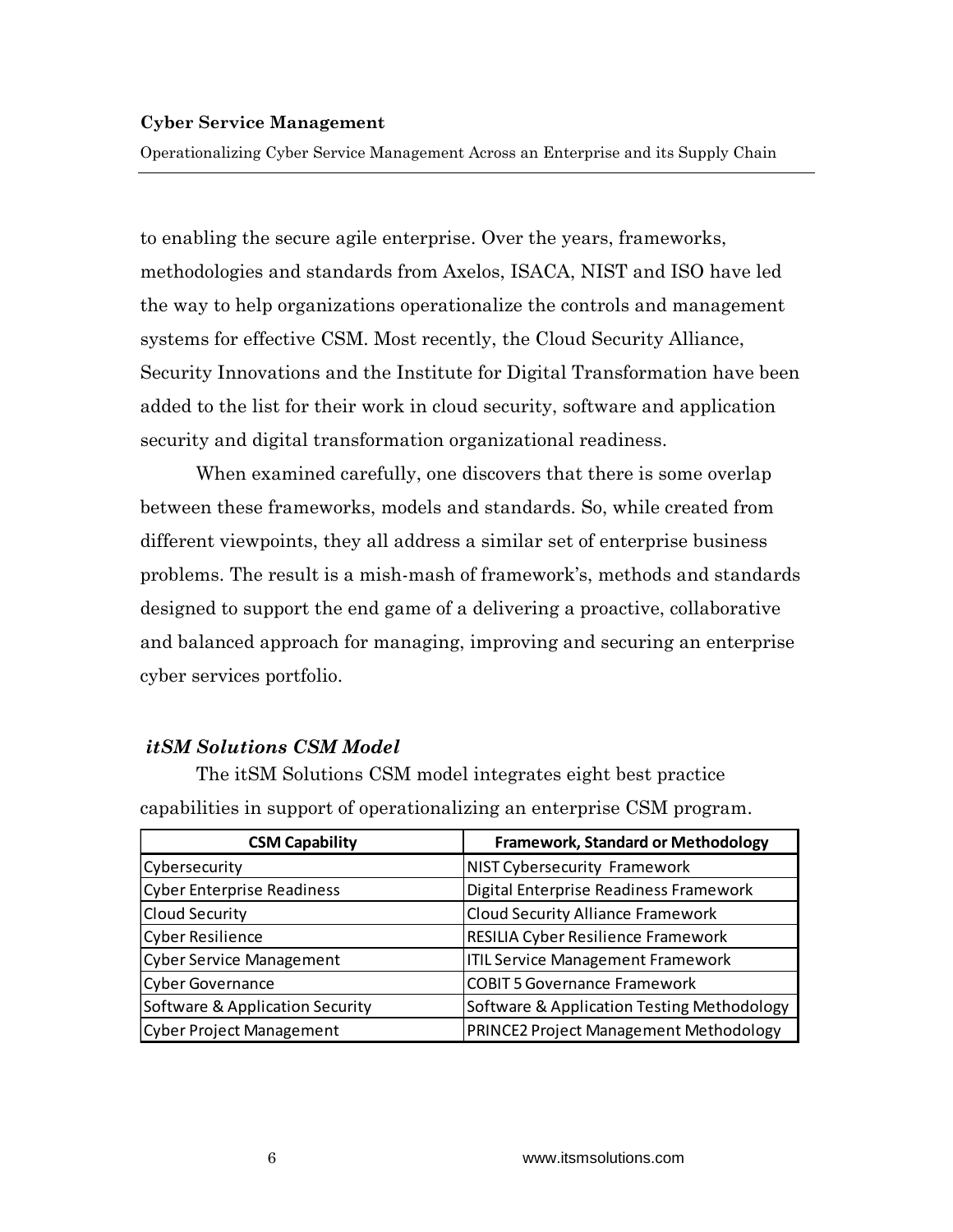to enabling the secure agile enterprise. Over the years, frameworks, methodologies and standards from Axelos, ISACA, NIST and ISO have led the way to help organizations operationalize the controls and management systems for effective CSM. Most recently, the Cloud Security Alliance, Security Innovations and the Institute for Digital Transformation have been added to the list for their work in cloud security, software and application security and digital transformation organizational readiness.

When examined carefully, one discovers that there is some overlap between these frameworks, models and standards. So, while created from different viewpoints, they all address a similar set of enterprise business problems. The result is a mish-mash of framework's, methods and standards designed to support the end game of a delivering a proactive, collaborative and balanced approach for managing, improving and securing an enterprise cyber services portfolio.

### *itSM Solutions CSM Model*

The itSM Solutions CSM model integrates eight best practice capabilities in support of operationalizing an enterprise CSM program.

| CSM Capability | Framework, Standard or Methodology |
|---|---|
| Cybersecurity | NIST Cybersecurity Framework |
| Cyber Enterprise Readiness | Digital Enterprise Readiness Framework |
| Cloud Security | Cloud Security Alliance Framework |
| Cyber Resilience | RESILIA Cyber Resilience Framework |
| Cyber Service Management | ITIL Service Management Framework |
| Cyber Governance | COBIT 5 Governance Framework |
| Software & Application Security | Software & Application Testing Methodology |
| Cyber Project Management | PRINCE2 Project Management Methodology |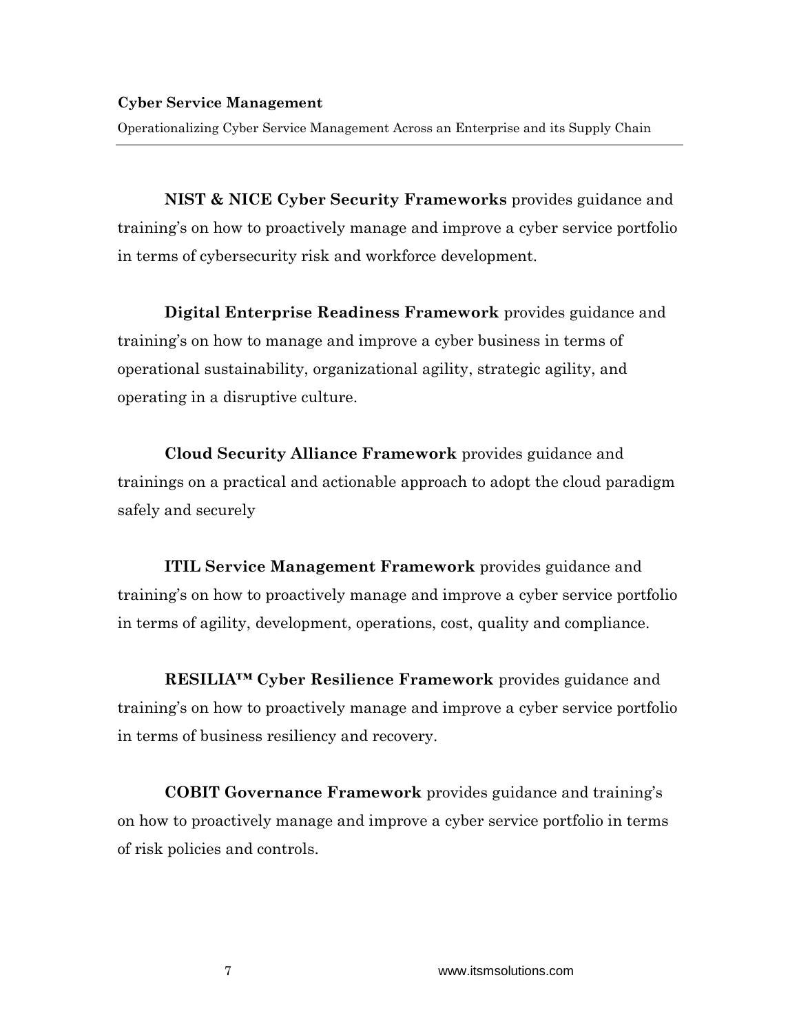**NIST & NICE Cyber Security Frameworks** provides guidance and training's on how to proactively manage and improve a cyber service portfolio in terms of cybersecurity risk and workforce development.

**Digital Enterprise Readiness Framework** provides guidance and training's on how to manage and improve a cyber business in terms of operational sustainability, organizational agility, strategic agility, and operating in a disruptive culture.

**Cloud Security Alliance Framework** provides guidance and trainings on a practical and actionable approach to adopt the cloud paradigm safely and securely

**ITIL Service Management Framework** provides guidance and training's on how to proactively manage and improve a cyber service portfolio in terms of agility, development, operations, cost, quality and compliance.

**RESILIA™ Cyber Resilience Framework** provides guidance and training's on how to proactively manage and improve a cyber service portfolio in terms of business resiliency and recovery.

**COBIT Governance Framework** provides guidance and training's on how to proactively manage and improve a cyber service portfolio in terms of risk policies and controls.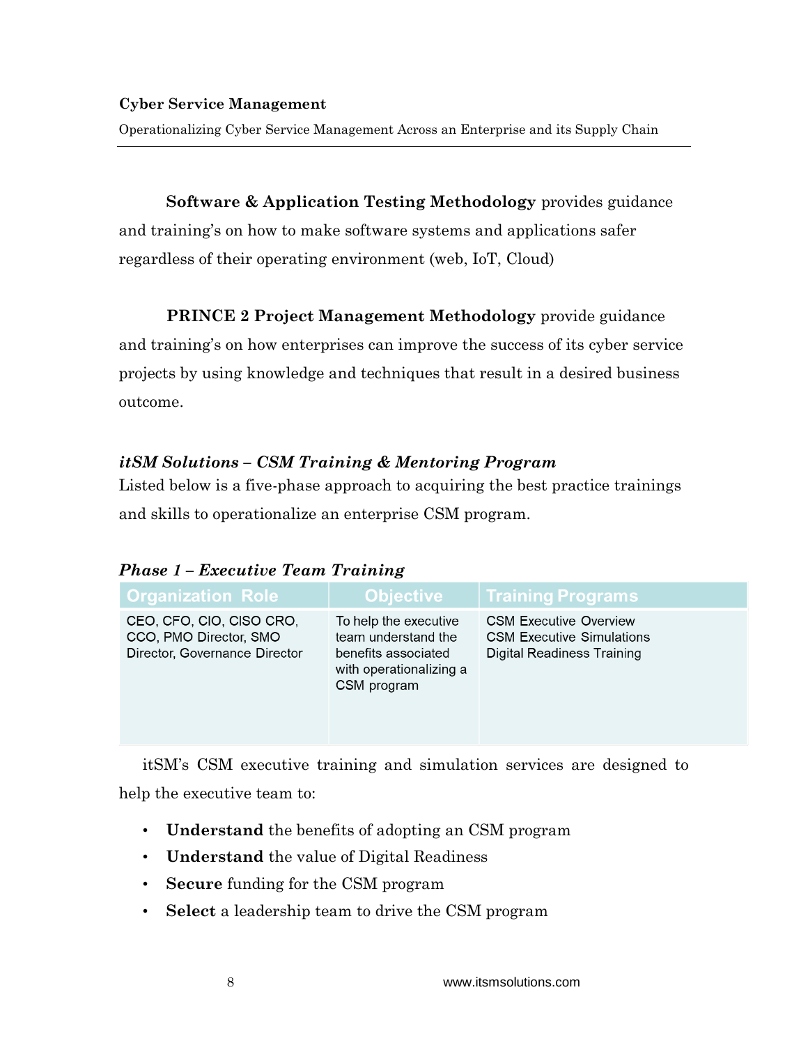**Software & Application Testing Methodology** provides guidance and training's on how to make software systems and applications safer regardless of their operating environment (web, IoT, Cloud)

**PRINCE 2 Project Management Methodology** provide guidance and training's on how enterprises can improve the success of its cyber service projects by using knowledge and techniques that result in a desired business outcome.

### *itSM Solutions – CSM Training & Mentoring Program*

Listed below is a five-phase approach to acquiring the best practice trainings and skills to operationalize an enterprise CSM program.

#### *Phase 1 – Executive Team Training*

| Organization Role | Objective | Training Programs |
|---|---|---|
| CEO, CFO, CIO, CISO CRO, CCO, PMO Director, SMO Director, Governance Director | To help the executive team understand the benefits associated with operationalizing a CSM program | CSM Executive Overview<br>CSM Executive Simulations<br>Digital Readiness Training |

itSM's CSM executive training and simulation services are designed to help the executive team to:

- **Understand** the benefits of adopting an CSM program
- **Understand** the value of Digital Readiness
- **Secure** funding for the CSM program
- **Select** a leadership team to drive the CSM program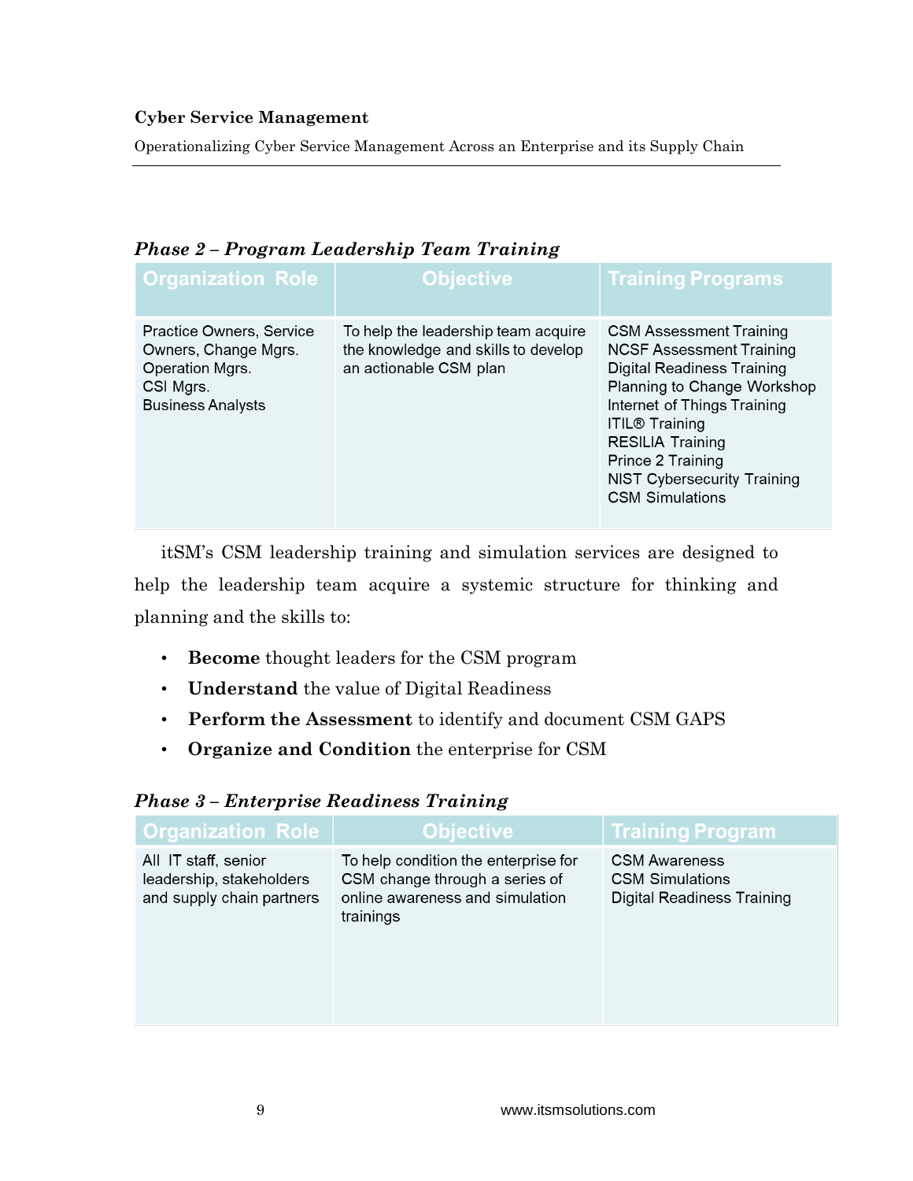*Phase 2 – Program Leadership Team Training*

| Organization Role | Objective | Training Programs |
|---|---|---|
| Practice Owners, Service Owners, Change Mgrs.<br>Operation Mgrs.<br>CSI Mgrs.<br>Business Analysts | To help the leadership team acquire the knowledge and skills to develop an actionable CSM plan | CSM Assessment Training<br>NCSF Assessment Training<br>Digital Readiness Training<br>Planning to Change Workshop<br>Internet of Things Training<br>ITIL® Training<br>RESILIA Training<br>Prince 2 Training<br>NIST Cybersecurity Training<br>CSM Simulations |

itSM's CSM leadership training and simulation services are designed to help the leadership team acquire a systemic structure for thinking and planning and the skills to:

- **Become** thought leaders for the CSM program
- **Understand** the value of Digital Readiness
- **Perform the Assessment** to identify and document CSM GAPS
- **Organize and Condition** the enterprise for CSM

*Phase 3 – Enterprise Readiness Training*

| Organization Role | Objective | Training Program |
|---|---|---|
| All IT staff, senior leadership, stakeholders and supply chain partners | To help condition the enterprise for CSM change through a series of online awareness and simulation trainings | CSM Awareness<br>CSM Simulations<br>Digital Readiness Training |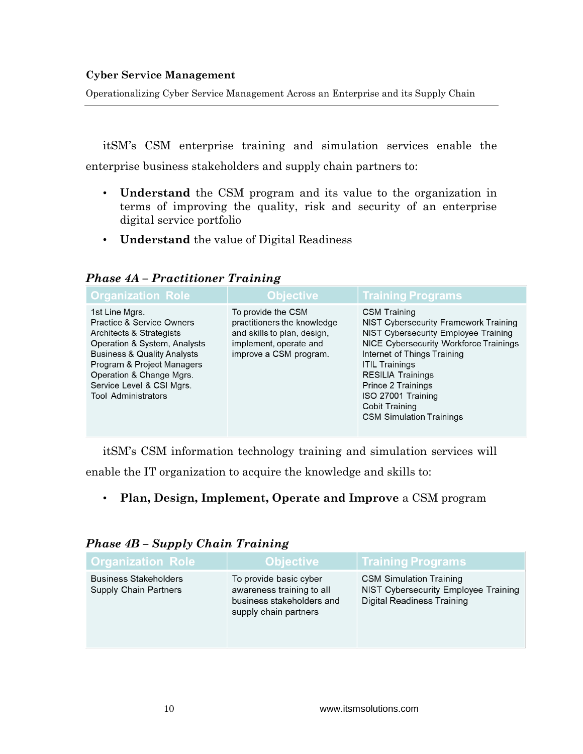itSM's CSM enterprise training and simulation services enable the enterprise business stakeholders and supply chain partners to:

- **Understand** the CSM program and its value to the organization in terms of improving the quality, risk and security of an enterprise digital service portfolio
- **Understand** the value of Digital Readiness

### *Phase 4A – Practitioner Training*

| Organization Role | Objective | Training Programs |
|---|---|---|
| 1st Line Mgrs.<br>Practice & Service Owners<br>Architects & Strategists<br>Operation & System, Analysts<br>Business & Quality Analysts<br>Program & Project Managers<br>Operation & Change Mgrs.<br>Service Level & CSI Mgrs.<br>Tool Administrators | To provide the CSM practitioners the knowledge and skills to plan, design, implement, operate and improve a CSM program. | CSM Training<br>NIST Cybersecurity Framework Training<br>NIST Cybersecurity Employee Training<br>NICE Cybersecurity Workforce Trainings<br>Internet of Things Training<br>ITIL Trainings<br>RESILIA Trainings<br>Prince 2 Trainings<br>ISO 27001 Training<br>Cobit Training<br>CSM Simulation Trainings |

itSM's CSM information technology training and simulation services will enable the IT organization to acquire the knowledge and skills to:

- **Plan, Design, Implement, Operate and Improve** a CSM program

### *Phase 4B – Supply Chain Training*

| Organization Role | Objective | Training Programs |
|---|---|---|
| Business Stakeholders<br>Supply Chain Partners | To provide basic cyber awareness training to all business stakeholders and supply chain partners | CSM Simulation Training<br>NIST Cybersecurity Employee Training<br>Digital Readiness Training |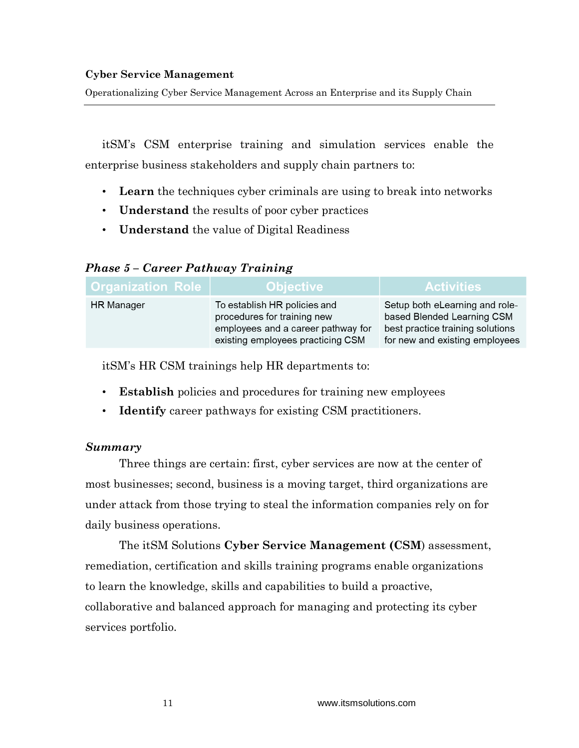itSM's CSM enterprise training and simulation services enable the enterprise business stakeholders and supply chain partners to:

- **Learn** the techniques cyber criminals are using to break into networks
- **Understand** the results of poor cyber practices
- **Understand** the value of Digital Readiness

### *Phase 5 – Career Pathway Training*

| Organization Role | Objective | Activities |
|---|---|---|
| HR Manager | To establish HR policies and procedures for training new employees and a career pathway for existing employees practicing CSM | Setup both eLearning and role-based Blended Learning CSM best practice training solutions for new and existing employees |

itSM's HR CSM trainings help HR departments to:

- **Establish** policies and procedures for training new employees
- **Identify** career pathways for existing CSM practitioners.

### *Summary*

Three things are certain: first, cyber services are now at the center of most businesses; second, business is a moving target, third organizations are under attack from those trying to steal the information companies rely on for daily business operations.

The itSM Solutions **Cyber Service Management (CSM**) assessment, remediation, certification and skills training programs enable organizations to learn the knowledge, skills and capabilities to build a proactive, collaborative and balanced approach for managing and protecting its cyber services portfolio.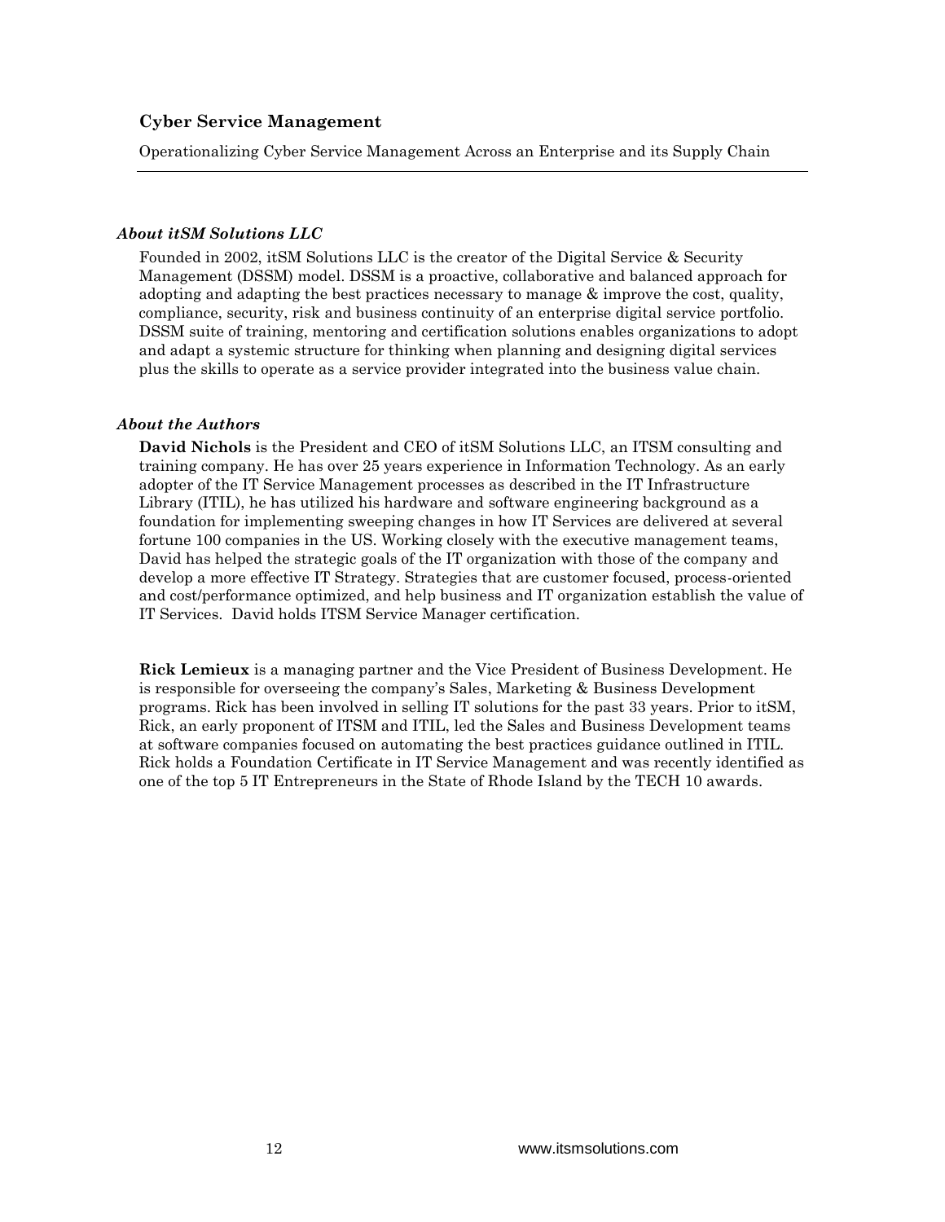**Cyber Service Management**

Operationalizing Cyber Service Management Across an Enterprise and its Supply Chain

### *About itSM Solutions LLC*

Founded in 2002, itSM Solutions LLC is the creator of the Digital Service & Security Management (DSSM) model. DSSM is a proactive, collaborative and balanced approach for adopting and adapting the best practices necessary to manage & improve the cost, quality, compliance, security, risk and business continuity of an enterprise digital service portfolio. DSSM suite of training, mentoring and certification solutions enables organizations to adopt and adapt a systemic structure for thinking when planning and designing digital services plus the skills to operate as a service provider integrated into the business value chain.

### *About the Authors*

**David Nichols** is the President and CEO of itSM Solutions LLC, an ITSM consulting and training company. He has over 25 years experience in Information Technology. As an early adopter of the IT Service Management processes as described in the IT Infrastructure Library (ITIL), he has utilized his hardware and software engineering background as a foundation for implementing sweeping changes in how IT Services are delivered at several fortune 100 companies in the US. Working closely with the executive management teams, David has helped the strategic goals of the IT organization with those of the company and develop a more effective IT Strategy. Strategies that are customer focused, process-oriented and cost/performance optimized, and help business and IT organization establish the value of IT Services. David holds ITSM Service Manager certification.

**Rick Lemieux** is a managing partner and the Vice President of Business Development. He is responsible for overseeing the company's Sales, Marketing & Business Development programs. Rick has been involved in selling IT solutions for the past 33 years. Prior to itSM, Rick, an early proponent of ITSM and ITIL, led the Sales and Business Development teams at software companies focused on automating the best practices guidance outlined in ITIL. Rick holds a Foundation Certificate in IT Service Management and was recently identified as one of the top 5 IT Entrepreneurs in the State of Rhode Island by the TECH 10 awards.